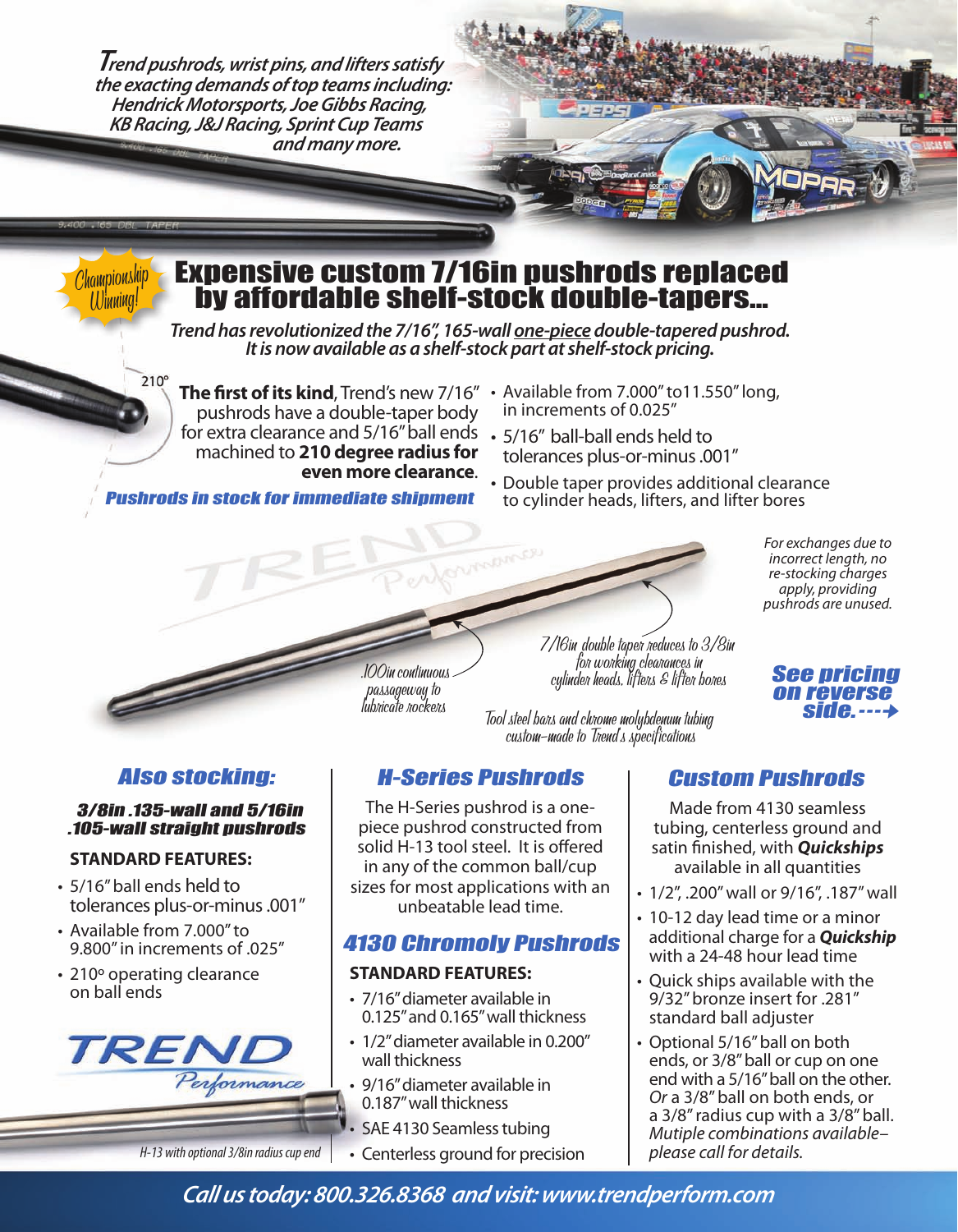*Trend pushrods, wrist pins, and lifters satisfy the exacting demands of top teams including: Hendrick Motorsports, Joe Gibbs Racing, KB Racing, J&J Racing, Sprint Cup Teams and many more.*

Championship Winning!

# Expensive custom 7/16in pushrods replaced by affordable shelf-stock double-tapers...

***Trend has revolutionized the 7/16", 165-wall one-piece double-tapered pushrod. It is now available as a shelf-stock part at shelf-stock pricing.***

210°

**The first of its kind**, Trend's new 7/16" pushrods have a double-taper body for extra clearance and 5/16" ball ends machined to **210 degree radius for even more clearance**.

***Pushrods in stock for immediate shipment***

- Available from 7.000" to11.550" long, in increments of 0.025"
- 5/16" ball-ball ends held to tolerances plus-or-minus .001"
- Double taper provides additional clearance to cylinder heads, lifters, and lifter bores

*For exchanges due to incorrect length, no re-stocking charges apply, providing pushrods are unused.*

.100in continuous passageway to lubricate rockers

7/16in double taper reduces to 3/8in for working clearances in cylinder heads, lifters & lifter bores

Tool steel bars and chrome molybdenum tubing custom-made to Trend's specifications

***See pricing on reverse side. --->***

## *Also stocking:*

### *3/8in .135-wall and 5/16in .105-wall straight pushrods*

**STANDARD FEATURES:**

- 5/16" ball ends held to tolerances plus-or-minus .001"
- Available from 7.000" to 9.800" in increments of .025"
- 210° operating clearance on ball ends

TREND Performance

*H-13 with optional 3/8in radius cup end*

## *H-Series Pushrods*

The H-Series pushrod is a one-piece pushrod constructed from solid H-13 tool steel. It is offered in any of the common ball/cup sizes for most applications with an unbeatable lead time.

## *4130 Chromoly Pushrods*

**STANDARD FEATURES:**

- 7/16" diameter available in 0.125" and 0.165" wall thickness
- 1/2" diameter available in 0.200" wall thickness
- 9/16" diameter available in 0.187" wall thickness
- SAE 4130 Seamless tubing
- Centerless ground for precision

## *Custom Pushrods*

Made from 4130 seamless tubing, centerless ground and satin finished, with ***Quickships*** available in all quantities

- 1/2", .200" wall or 9/16", .187" wall
- 10-12 day lead time or a minor additional charge for a ***Quickship*** with a 24-48 hour lead time
- Quick ships available with the 9/32" bronze insert for .281" standard ball adjuster
- Optional 5/16" ball on both ends, or 3/8" ball or cup on one end with a 5/16" ball on the other. *Or* a 3/8" ball on both ends, or a 3/8" radius cup with a 3/8" ball. *Mutiple combinations available– please call for details.*

***Call us today: 800.326.8368 and visit: www.trendperform.com***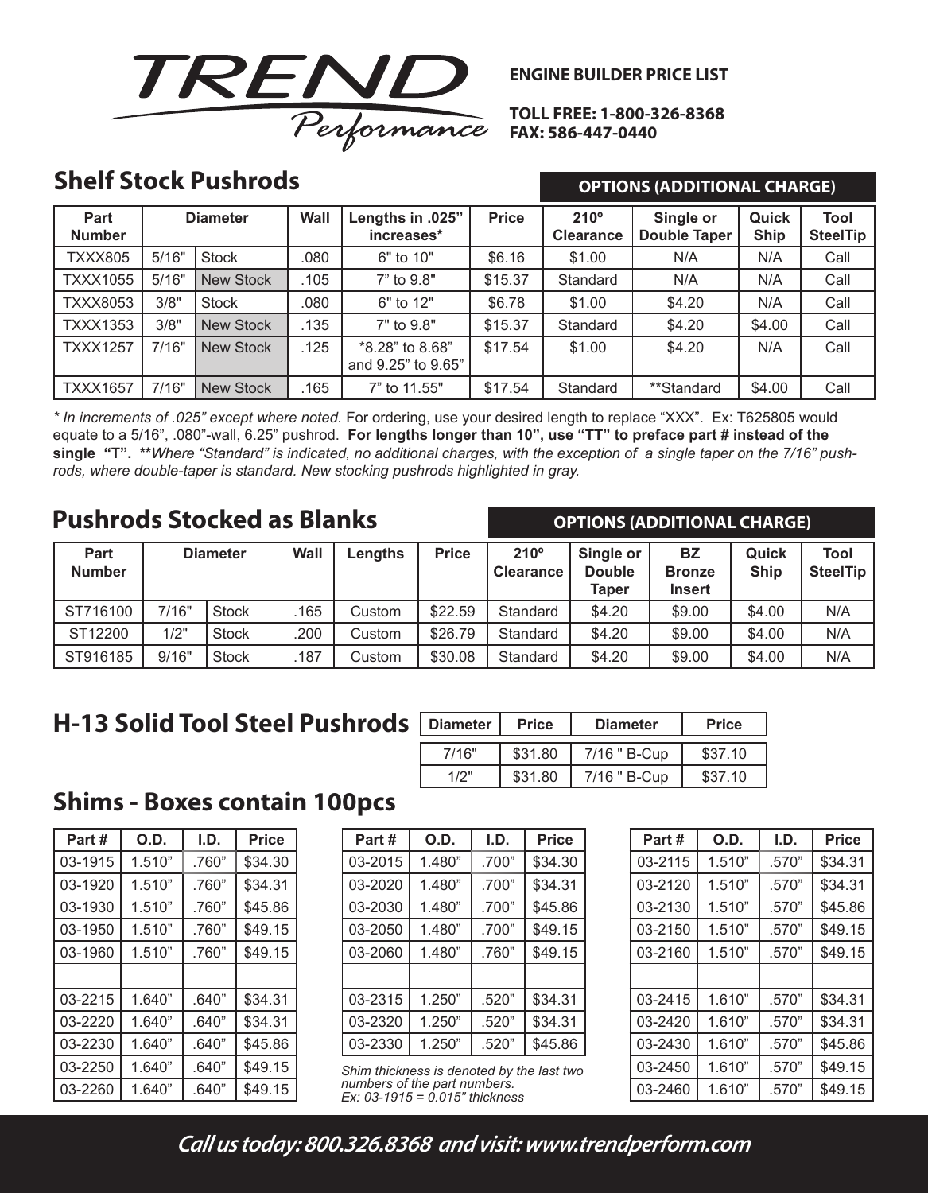# TREND Performance

**ENGINE BUILDER PRICE LIST**

**TOLL FREE: 1-800-326-8368**
**FAX: 586-447-0440**

## Shelf Stock Pushrods

| Part Number | Diameter | | Wall | Lengths in .025" increases* | Price | OPTIONS (ADDITIONAL CHARGE) 210º Clearance | Single or Double Taper | Quick Ship | Tool SteelTip |
|---|---|---|---|---|---|---|---|---|---|
| TXXX805 | 5/16" | Stock | .080 | 6" to 10" | $6.16 | $1.00 | N/A | N/A | Call |
| TXXX1055 | 5/16" | New Stock | .105 | 7" to 9.8" | $15.37 | Standard | N/A | N/A | Call |
| TXXX8053 | 3/8" | Stock | .080 | 6" to 12" | $6.78 | $1.00 | $4.20 | N/A | Call |
| TXXX1353 | 3/8" | New Stock | .135 | 7" to 9.8" | $15.37 | Standard | $4.20 | $4.00 | Call |
| TXXX1257 | 7/16" | New Stock | .125 | *8.28" to 8.68" and 9.25" to 9.65" | $17.54 | $1.00 | $4.20 | N/A | Call |
| TXXX1657 | 7/16" | New Stock | .165 | 7" to 11.55" | $17.54 | Standard | **Standard | $4.00 | Call |

*\* In increments of .025" except where noted.* For ordering, use your desired length to replace "XXX". Ex: T625805 would equate to a 5/16", .080"-wall, 6.25" pushrod. **For lengths longer than 10", use "TT" to preface part # instead of the single "T".** ***\*\*Where "Standard" is indicated, no additional charges, with the exception of a single taper on the 7/16" pushrods, where double-taper is standard. New stocking pushrods highlighted in gray.***

## Pushrods Stocked as Blanks

| Part Number | Diameter | | Wall | Lengths | Price | OPTIONS (ADDITIONAL CHARGE) 210º Clearance | Single or Double Taper | BZ Bronze Insert | Quick Ship | Tool SteelTip |
|---|---|---|---|---|---|---|---|---|---|---|
| ST716100 | 7/16" | Stock | .165 | Custom | $22.59 | Standard | $4.20 | $9.00 | $4.00 | N/A |
| ST12200 | 1/2" | Stock | .200 | Custom | $26.79 | Standard | $4.20 | $9.00 | $4.00 | N/A |
| ST916185 | 9/16" | Stock | .187 | Custom | $30.08 | Standard | $4.20 | $9.00 | $4.00 | N/A |

## H-13 Solid Tool Steel Pushrods

| Diameter | Price | Diameter | Price |
|---|---|---|---|
| 7/16" | $31.80 | 7/16 " B-Cup | $37.10 |
| 1/2" | $31.80 | 7/16 " B-Cup | $37.10 |

## Shims - Boxes contain 100pcs

| Part # | O.D. | I.D. | Price |
|---|---|---|---|
| 03-1915 | 1.510" | .760" | $34.30 |
| 03-1920 | 1.510" | .760" | $34.31 |
| 03-1930 | 1.510" | .760" | $45.86 |
| 03-1950 | 1.510" | .760" | $49.15 |
| 03-1960 | 1.510" | .760" | $49.15 |
| | | | |
| 03-2215 | 1.640" | .640" | $34.31 |
| 03-2220 | 1.640" | .640" | $34.31 |
| 03-2230 | 1.640" | .640" | $45.86 |
| 03-2250 | 1.640" | .640" | $49.15 |
| 03-2260 | 1.640" | .640" | $49.15 |

| Part # | O.D. | I.D. | Price |
|---|---|---|---|
| 03-2015 | 1.480" | .700" | $34.30 |
| 03-2020 | 1.480" | .700" | $34.31 |
| 03-2030 | 1.480" | .700" | $45.86 |
| 03-2050 | 1.480" | .700" | $49.15 |
| 03-2060 | 1.480" | .760" | $49.15 |
| | | | |
| 03-2315 | 1.250" | .520" | $34.31 |
| 03-2320 | 1.250" | .520" | $34.31 |
| 03-2330 | 1.250" | .520" | $45.86 |

*Shim thickness is denoted by the last two numbers of the part numbers. Ex: 03-1915 = 0.015" thickness*

| Part # | O.D. | I.D. | Price |
|---|---|---|---|
| 03-2115 | 1.510" | .570" | $34.31 |
| 03-2120 | 1.510" | .570" | $34.31 |
| 03-2130 | 1.510" | .570" | $45.86 |
| 03-2150 | 1.510" | .570" | $49.15 |
| 03-2160 | 1.510" | .570" | $49.15 |
| | | | |
| 03-2415 | 1.610" | .570" | $34.31 |
| 03-2420 | 1.610" | .570" | $34.31 |
| 03-2430 | 1.610" | .570" | $45.86 |
| 03-2450 | 1.610" | .570" | $49.15 |
| 03-2460 | 1.610" | .570" | $49.15 |

***Call us today: 800.326.8368 and visit: www.trendperform.com***